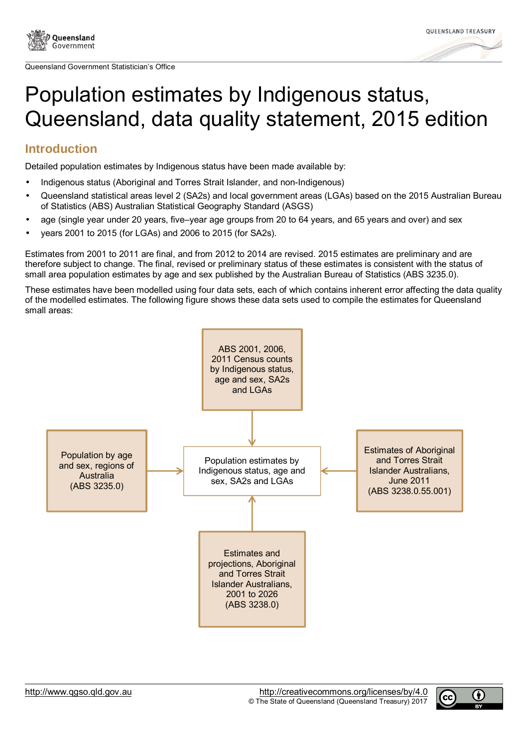Queensland Government Statistician's Office

# Population estimates by Indigenous status, Queensland, data quality statement, 2015 edition

## Introduction

Detailed population estimates by Indigenous status have been made available by:

- Indigenous status (Aboriginal and Torres Strait Islander, and non-Indigenous)
- Queensland statistical areas level 2 (SA2s) and local government areas (LGAs) based on the 2015 Australian Bureau of Statistics (ABS) Australian Statistical Geography Standard (ASGS)
- age (single year under 20 years, five–year age groups from 20 to 64 years, and 65 years and over) and sex
- years 2001 to 2015 (for LGAs) and 2006 to 2015 (for SA2s).

Estimates from 2001 to 2011 are final, and from 2012 to 2014 are revised. 2015 estimates are preliminary and are therefore subject to change. The final, revised or preliminary status of these estimates is consistent with the status of small area population estimates by age and sex published by the Australian Bureau of Statistics (ABS 3235.0).

These estimates have been modelled using four data sets, each of which contains inherent error affecting the data quality of the modelled estimates. The following figure shows these data sets used to compile the estimates for Queensland small areas:

ABS 2001, 2006, 2011 Census counts by Indigenous status, age and sex, SA2s and LGAs

Population by age and sex, regions of Australia (ABS 3235.0)

Population estimates by Indigenous status, age and sex, SA2s and LGAs

Estimates of Aboriginal and Torres Strait Islander Australians, June 2011 (ABS 3238.0.55.001)

Estimates and projections, Aboriginal and Torres Strait Islander Australians, 2001 to 2026 (ABS 3238.0)

http://www.qgso.qld.gov.au

http://creativecommons.org/licenses/by/4.0

© The State of Queensland (Queensland Treasury) 2017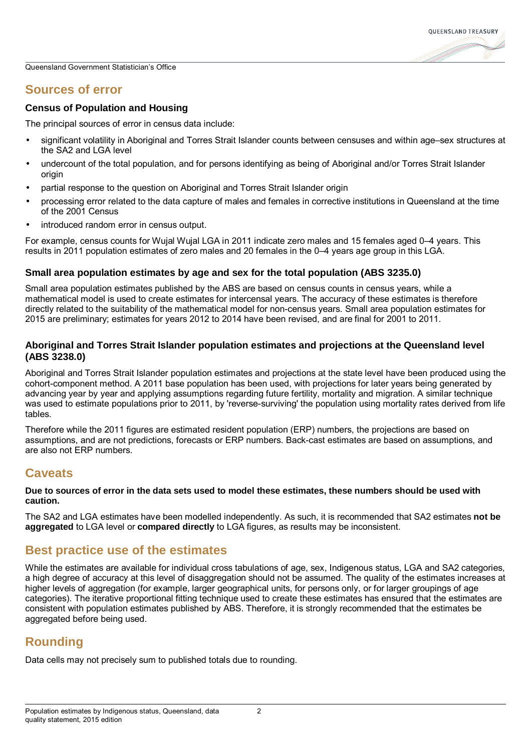## Sources of error

### Census of Population and Housing

The principal sources of error in census data include:

- significant volatility in Aboriginal and Torres Strait Islander counts between censuses and within age–sex structures at the SA2 and LGA level
- undercount of the total population, and for persons identifying as being of Aboriginal and/or Torres Strait Islander origin
- partial response to the question on Aboriginal and Torres Strait Islander origin
- processing error related to the data capture of males and females in corrective institutions in Queensland at the time of the 2001 Census
- introduced random error in census output.

For example, census counts for Wujal Wujal LGA in 2011 indicate zero males and 15 females aged 0–4 years. This results in 2011 population estimates of zero males and 20 females in the 0–4 years age group in this LGA.

### Small area population estimates by age and sex for the total population (ABS 3235.0)

Small area population estimates published by the ABS are based on census counts in census years, while a mathematical model is used to create estimates for intercensal years. The accuracy of these estimates is therefore directly related to the suitability of the mathematical model for non-census years. Small area population estimates for 2015 are preliminary; estimates for years 2012 to 2014 have been revised, and are final for 2001 to 2011.

### Aboriginal and Torres Strait Islander population estimates and projections at the Queensland level (ABS 3238.0)

Aboriginal and Torres Strait Islander population estimates and projections at the state level have been produced using the cohort-component method. A 2011 base population has been used, with projections for later years being generated by advancing year by year and applying assumptions regarding future fertility, mortality and migration. A similar technique was used to estimate populations prior to 2011, by 'reverse-surviving' the population using mortality rates derived from life tables.

Therefore while the 2011 figures are estimated resident population (ERP) numbers, the projections are based on assumptions, and are not predictions, forecasts or ERP numbers. Back-cast estimates are based on assumptions, and are also not ERP numbers.

## Caveats

**Due to sources of error in the data sets used to model these estimates, these numbers should be used with caution.**

The SA2 and LGA estimates have been modelled independently. As such, it is recommended that SA2 estimates **not be aggregated** to LGA level or **compared directly** to LGA figures, as results may be inconsistent.

## Best practice use of the estimates

While the estimates are available for individual cross tabulations of age, sex, Indigenous status, LGA and SA2 categories, a high degree of accuracy at this level of disaggregation should not be assumed. The quality of the estimates increases at higher levels of aggregation (for example, larger geographical units, for persons only, or for larger groupings of age categories). The iterative proportional fitting technique used to create these estimates has ensured that the estimates are consistent with population estimates published by ABS. Therefore, it is strongly recommended that the estimates be aggregated before being used.

## Rounding

Data cells may not precisely sum to published totals due to rounding.